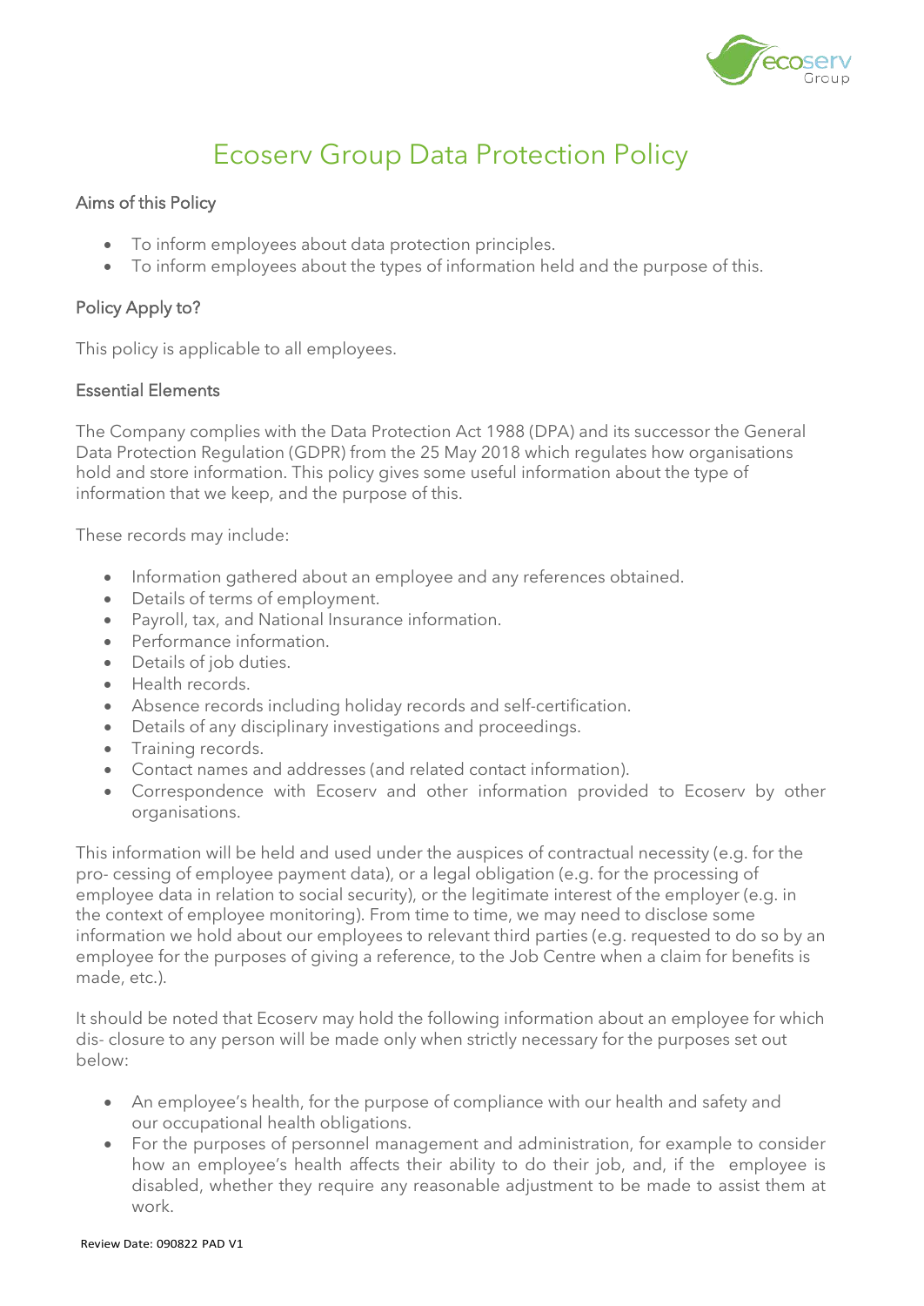// Ecoserv Group Data Protection Policy

# Ecoserv Group Data Protection Policy

## Aims of this Policy

- To inform employees about data protection principles.
- To inform employees about the types of information held and the purpose of this.

## Policy Apply to?

This policy is applicable to all employees.

## Essential Elements

The Company complies with the Data Protection Act 1988 (DPA) and its successor the General Data Protection Regulation (GDPR) from the 25 May 2018 which regulates how organisations hold and store information. This policy gives some useful information about the type of information that we keep, and the purpose of this.

These records may include:

- Information gathered about an employee and any references obtained.
- Details of terms of employment.
- Payroll, tax, and National Insurance information.
- Performance information.
- Details of job duties.
- Health records.
- Absence records including holiday records and self-certification.
- Details of any disciplinary investigations and proceedings.
- Training records.
- Contact names and addresses (and related contact information).
- Correspondence with Ecoserv and other information provided to Ecoserv by other organisations.

This information will be held and used under the auspices of contractual necessity (e.g. for the pro- cessing of employee payment data), or a legal obligation (e.g. for the processing of employee data in relation to social security), or the legitimate interest of the employer (e.g. in the context of employee monitoring). From time to time, we may need to disclose some information we hold about our employees to relevant third parties (e.g. requested to do so by an employee for the purposes of giving a reference, to the Job Centre when a claim for benefits is made, etc.).

It should be noted that Ecoserv may hold the following information about an employee for which dis- closure to any person will be made only when strictly necessary for the purposes set out below:

- An employee's health, for the purpose of compliance with our health and safety and our occupational health obligations.
- For the purposes of personnel management and administration, for example to consider how an employee's health affects their ability to do their job, and, if the employee is disabled, whether they require any reasonable adjustment to be made to assist them at work.

Review Date: 090822 PAD V1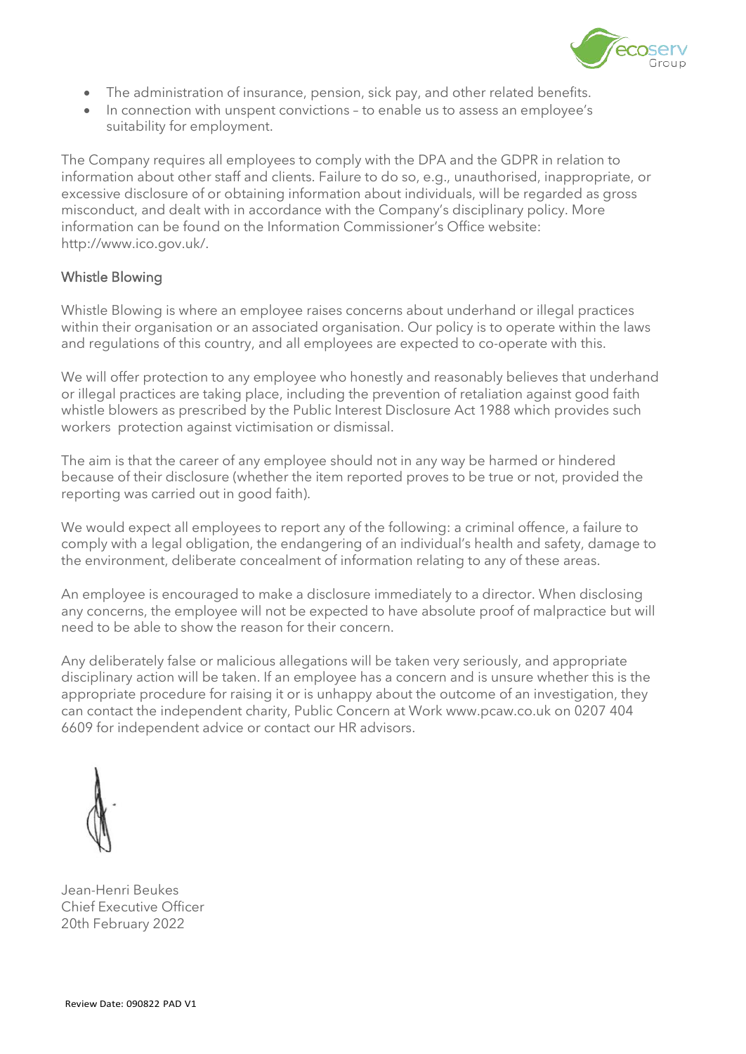- The administration of insurance, pension, sick pay, and other related benefits.
- In connection with unspent convictions – to enable us to assess an employee's suitability for employment.

The Company requires all employees to comply with the DPA and the GDPR in relation to information about other staff and clients. Failure to do so, e.g., unauthorised, inappropriate, or excessive disclosure of or obtaining information about individuals, will be regarded as gross misconduct, and dealt with in accordance with the Company's disciplinary policy. More information can be found on the Information Commissioner's Office website: http://www.ico.gov.uk/.

## Whistle Blowing

Whistle Blowing is where an employee raises concerns about underhand or illegal practices within their organisation or an associated organisation. Our policy is to operate within the laws and regulations of this country, and all employees are expected to co-operate with this.

We will offer protection to any employee who honestly and reasonably believes that underhand or illegal practices are taking place, including the prevention of retaliation against good faith whistle blowers as prescribed by the Public Interest Disclosure Act 1988 which provides such workers protection against victimisation or dismissal.

The aim is that the career of any employee should not in any way be harmed or hindered because of their disclosure (whether the item reported proves to be true or not, provided the reporting was carried out in good faith).

We would expect all employees to report any of the following: a criminal offence, a failure to comply with a legal obligation, the endangering of an individual's health and safety, damage to the environment, deliberate concealment of information relating to any of these areas.

An employee is encouraged to make a disclosure immediately to a director. When disclosing any concerns, the employee will not be expected to have absolute proof of malpractice but will need to be able to show the reason for their concern.

Any deliberately false or malicious allegations will be taken very seriously, and appropriate disciplinary action will be taken. If an employee has a concern and is unsure whether this is the appropriate procedure for raising it or is unhappy about the outcome of an investigation, they can contact the independent charity, Public Concern at Work www.pcaw.co.uk on 0207 404 6609 for independent advice or contact our HR advisors.

Jean-Henri Beukes
Chief Executive Officer
20th February 2022

Review Date: 090822 PAD V1